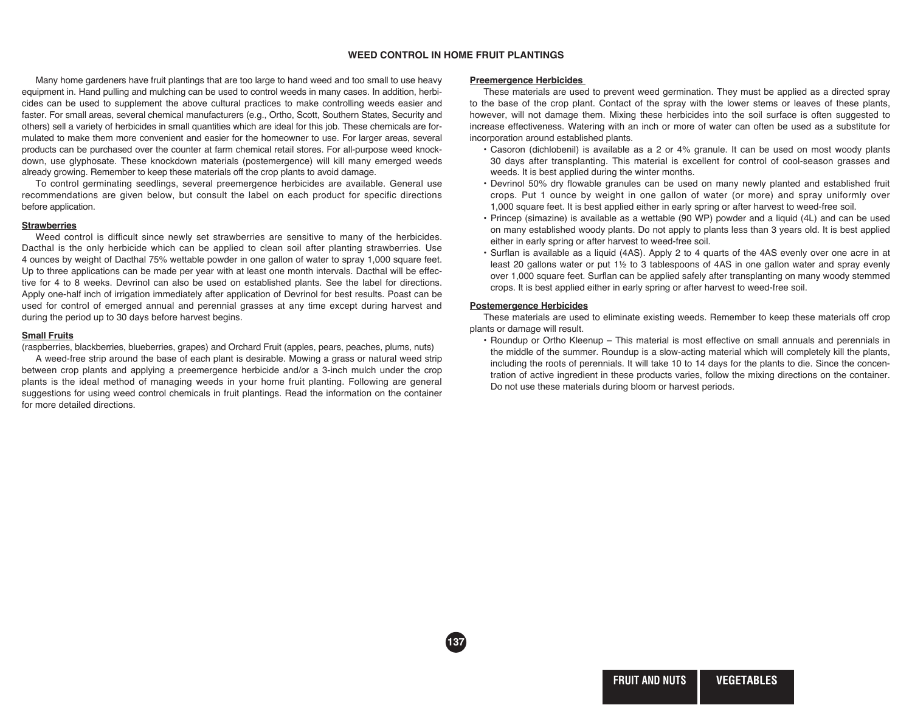# WEED CONTROL IN HOME FRUIT PLANTINGS

Many home gardeners have fruit plantings that are too large to hand weed and too small to use heavy equipment in. Hand pulling and mulching can be used to control weeds in many cases. In addition, herbicides can be used to supplement the above cultural practices to make controlling weeds easier and faster. For small areas, several chemical manufacturers (e.g., Ortho, Scott, Southern States, Security and others) sell a variety of herbicides in small quantities which are ideal for this job. These chemicals are formulated to make them more convenient and easier for the homeowner to use. For larger areas, several products can be purchased over the counter at farm chemical retail stores. For all-purpose weed knockdown, use glyphosate. These knockdown materials (postemergence) will kill many emerged weeds already growing. Remember to keep these materials off the crop plants to avoid damage.

To control germinating seedlings, several preemergence herbicides are available. General use recommendations are given below, but consult the label on each product for specific directions before application.

## Strawberries

Weed control is difficult since newly set strawberries are sensitive to many of the herbicides. Dacthal is the only herbicide which can be applied to clean soil after planting strawberries. Use 4 ounces by weight of Dacthal 75% wettable powder in one gallon of water to spray 1,000 square feet. Up to three applications can be made per year with at least one month intervals. Dacthal will be effective for 4 to 8 weeks. Devrinol can also be used on established plants. See the label for directions. Apply one-half inch of irrigation immediately after application of Devrinol for best results. Poast can be used for control of emerged annual and perennial grasses at any time except during harvest and during the period up to 30 days before harvest begins.

## Small Fruits

(raspberries, blackberries, blueberries, grapes) and Orchard Fruit (apples, pears, peaches, plums, nuts)

A weed-free strip around the base of each plant is desirable. Mowing a grass or natural weed strip between crop plants and applying a preemergence herbicide and/or a 3-inch mulch under the crop plants is the ideal method of managing weeds in your home fruit planting. Following are general suggestions for using weed control chemicals in fruit plantings. Read the information on the container for more detailed directions.

## Preemergence Herbicides

These materials are used to prevent weed germination. They must be applied as a directed spray to the base of the crop plant. Contact of the spray with the lower stems or leaves of these plants, however, will not damage them. Mixing these herbicides into the soil surface is often suggested to increase effectiveness. Watering with an inch or more of water can often be used as a substitute for incorporation around established plants.

- Casoron (dichlobenil) is available as a 2 or 4% granule. It can be used on most woody plants 30 days after transplanting. This material is excellent for control of cool-season grasses and weeds. It is best applied during the winter months.
- Devrinol 50% dry flowable granules can be used on many newly planted and established fruit crops. Put 1 ounce by weight in one gallon of water (or more) and spray uniformly over 1,000 square feet. It is best applied either in early spring or after harvest to weed-free soil.
- Princep (simazine) is available as a wettable (90 WP) powder and a liquid (4L) and can be used on many established woody plants. Do not apply to plants less than 3 years old. It is best applied either in early spring or after harvest to weed-free soil.
- Surflan is available as a liquid (4AS). Apply 2 to 4 quarts of the 4AS evenly over one acre in at least 20 gallons water or put 1½ to 3 tablespoons of 4AS in one gallon water and spray evenly over 1,000 square feet. Surflan can be applied safely after transplanting on many woody stemmed crops. It is best applied either in early spring or after harvest to weed-free soil.

## Postemergence Herbicides

These materials are used to eliminate existing weeds. Remember to keep these materials off crop plants or damage will result.

- Roundup or Ortho Kleenup – This material is most effective on small annuals and perennials in the middle of the summer. Roundup is a slow-acting material which will completely kill the plants, including the roots of perennials. It will take 10 to 14 days for the plants to die. Since the concentration of active ingredient in these products varies, follow the mixing directions on the container. Do not use these materials during bloom or harvest periods.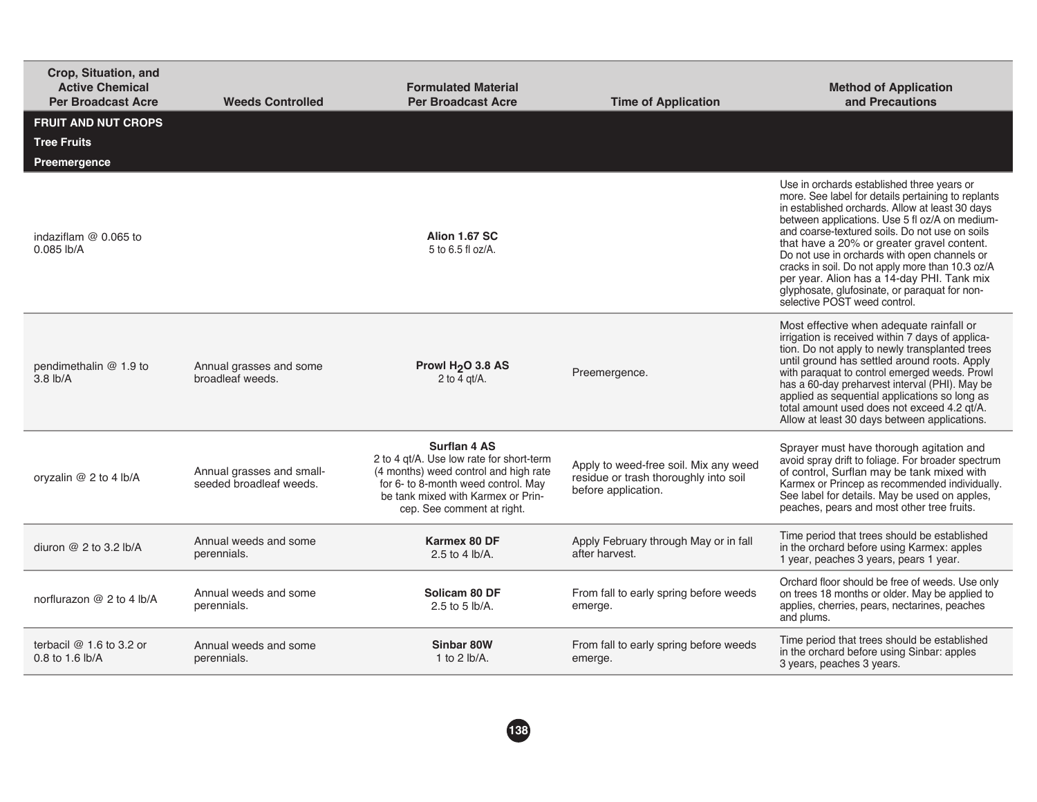| Crop, Situation, and Active Chemical Per Broadcast Acre | Weeds Controlled | Formulated Material Per Broadcast Acre | Time of Application | Method of Application and Precautions |
|---|---|---|---|---|
| **FRUIT AND NUT CROPS** | | | | |
| **Tree Fruits** | | | | |
| **Preemergence** | | | | |
| indaziflam @ 0.065 to 0.085 lb/A | | **Alion 1.67 SC** 5 to 6.5 fl oz/A. | | Use in orchards established three years or more. See label for details pertaining to replants in established orchards. Allow at least 30 days between applications. Use 5 fl oz/A on medium- and coarse-textured soils. Do not use on soils that have a 20% or greater gravel content. Do not use in orchards with open channels or cracks in soil. Do not apply more than 10.3 oz/A per year. Alion has a 14-day PHI. Tank mix glyphosate, glufosinate, or paraquat for non-selective POST weed control. |
| pendimethalin @ 1.9 to 3.8 lb/A | Annual grasses and some broadleaf weeds. | **Prowl $H_2O$ 3.8 AS** 2 to 4 qt/A. | Preemergence. | Most effective when adequate rainfall or irrigation is received within 7 days of application. Do not apply to newly transplanted trees until ground has settled around roots. Apply with paraquat to control emerged weeds. Prowl has a 60-day preharvest interval (PHI). May be applied as sequential applications so long as total amount used does not exceed 4.2 qt/A. Allow at least 30 days between applications. |
| oryzalin @ 2 to 4 lb/A | Annual grasses and small-seeded broadleaf weeds. | **Surflan 4 AS** 2 to 4 qt/A. Use low rate for short-term (4 months) weed control and high rate for 6- to 8-month weed control. May be tank mixed with Karmex or Princep. See comment at right. | Apply to weed-free soil. Mix any weed residue or trash thoroughly into soil before application. | Sprayer must have thorough agitation and avoid spray drift to foliage. For broader spectrum of control, Surflan may be tank mixed with Karmex or Princep as recommended individually. See label for details. May be used on apples, peaches, pears and most other tree fruits. |
| diuron @ 2 to 3.2 lb/A | Annual weeds and some perennials. | **Karmex 80 DF** 2.5 to 4 lb/A. | Apply February through May or in fall after harvest. | Time period that trees should be established in the orchard before using Karmex: apples 1 year, peaches 3 years, pears 1 year. |
| norflurazon @ 2 to 4 lb/A | Annual weeds and some perennials. | **Solicam 80 DF** 2.5 to 5 lb/A. | From fall to early spring before weeds emerge. | Orchard floor should be free of weeds. Use only on trees 18 months or older. May be applied to applies, cherries, pears, nectarines, peaches and plums. |
| terbacil @ 1.6 to 3.2 or 0.8 to 1.6 lb/A | Annual weeds and some perennials. | **Sinbar 80W** 1 to 2 lb/A. | From fall to early spring before weeds emerge. | Time period that trees should be established in the orchard before using Sinbar: apples 3 years, peaches 3 years. |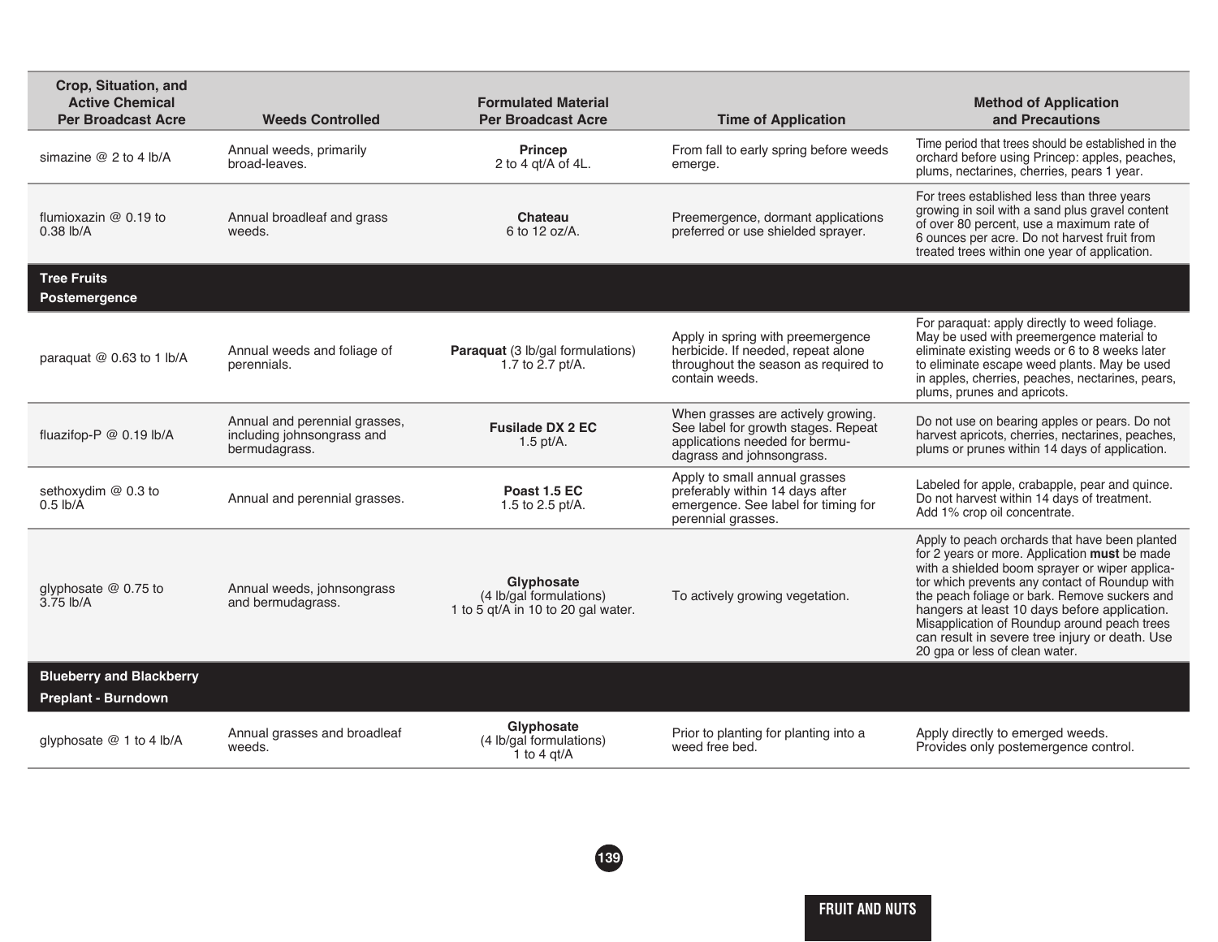| Crop, Situation, and Active Chemical Per Broadcast Acre | Weeds Controlled | Formulated Material Per Broadcast Acre | Time of Application | Method of Application and Precautions |
|---|---|---|---|---|
| simazine @ 2 to 4 lb/A | Annual weeds, primarily broad-leaves. | **Princep** 2 to 4 qt/A of 4L. | From fall to early spring before weeds emerge. | Time period that trees should be established in the orchard before using Princep: apples, peaches, plums, nectarines, cherries, pears 1 year. |
| flumioxazin @ 0.19 to 0.38 lb/A | Annual broadleaf and grass weeds. | **Chateau** 6 to 12 oz/A. | Preemergence, dormant applications preferred or use shielded sprayer. | For trees established less than three years growing in soil with a sand plus gravel content of over 80 percent, use a maximum rate of 6 ounces per acre. Do not harvest fruit from treated trees within one year of application. |
| **Tree Fruits Postemergence** | | | | |
| paraquat @ 0.63 to 1 lb/A | Annual weeds and foliage of perennials. | **Paraquat** (3 lb/gal formulations) 1.7 to 2.7 pt/A. | Apply in spring with preemergence herbicide. If needed, repeat alone throughout the season as required to contain weeds. | For paraquat: apply directly to weed foliage. May be used with preemergence material to eliminate existing weeds or 6 to 8 weeks later to eliminate escape weed plants. May be used in apples, cherries, peaches, nectarines, pears, plums, prunes and apricots. |
| fluazifop-P @ 0.19 lb/A | Annual and perennial grasses, including johnsongrass and bermudagrass. | **Fusilade DX 2 EC** 1.5 pt/A. | When grasses are actively growing. See label for growth stages. Repeat applications needed for bermudagrass and johnsongrass. | Do not use on bearing apples or pears. Do not harvest apricots, cherries, nectarines, peaches, plums or prunes within 14 days of application. |
| sethoxydim @ 0.3 to 0.5 lb/A | Annual and perennial grasses. | **Poast 1.5 EC** 1.5 to 2.5 pt/A. | Apply to small annual grasses preferably within 14 days after emergence. See label for timing for perennial grasses. | Labeled for apple, crabapple, pear and quince. Do not harvest within 14 days of treatment. Add 1% crop oil concentrate. |
| glyphosate @ 0.75 to 3.75 lb/A | Annual weeds, johnsongrass and bermudagrass. | **Glyphosate** (4 lb/gal formulations) 1 to 5 qt/A in 10 to 20 gal water. | To actively growing vegetation. | Apply to peach orchards that have been planted for 2 years or more. Application **must** be made with a shielded boom sprayer or wiper applicator which prevents any contact of Roundup with the peach foliage or bark. Remove suckers and hangers at least 10 days before application. Misapplication of Roundup around peach trees can result in severe tree injury or death. Use 20 gpa or less of clean water. |
| **Blueberry and Blackberry Preplant - Burndown** | | | | |
| glyphosate @ 1 to 4 lb/A | Annual grasses and broadleaf weeds. | **Glyphosate** (4 lb/gal formulations) 1 to 4 qt/A | Prior to planting for planting into a weed free bed. | Apply directly to emerged weeds. Provides only postemergence control. |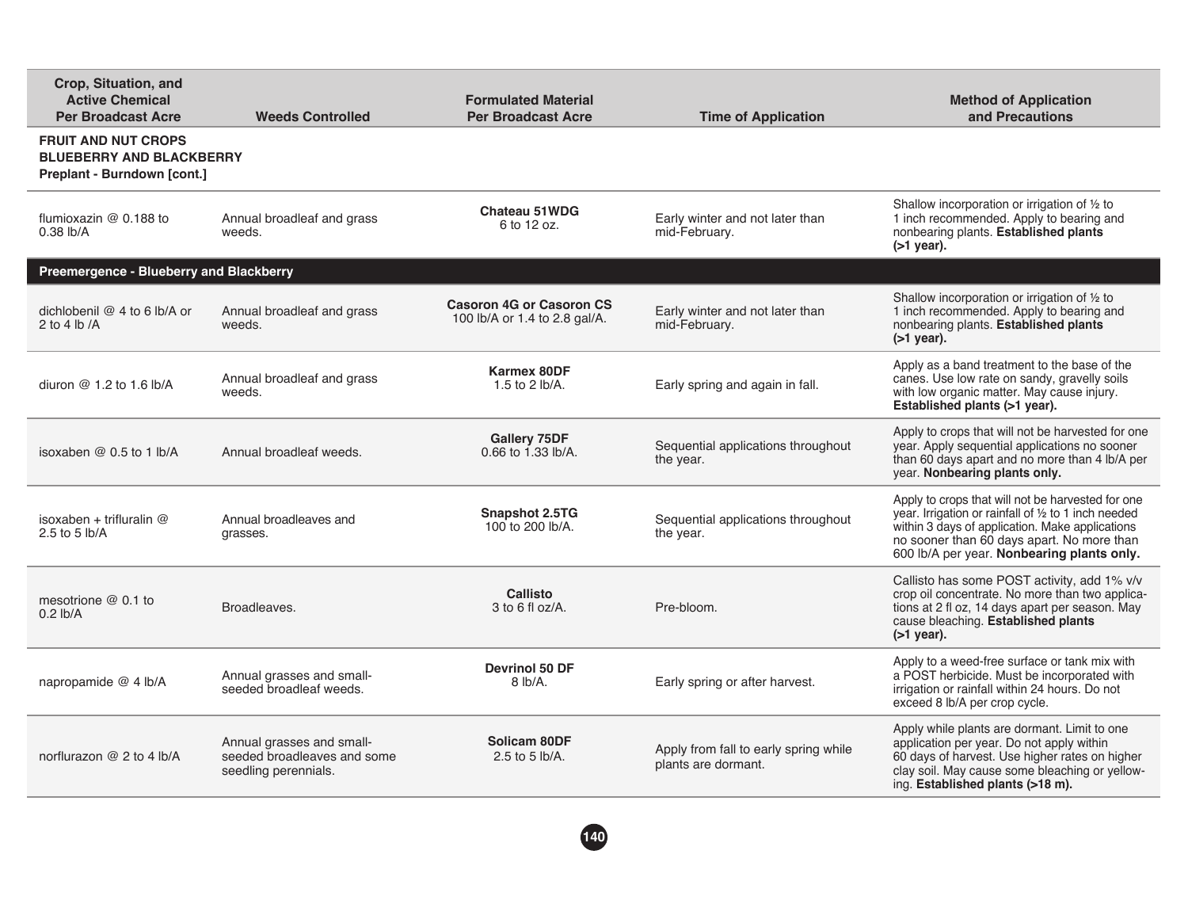| Crop, Situation, and Active Chemical Per Broadcast Acre | Weeds Controlled | Formulated Material Per Broadcast Acre | Time of Application | Method of Application and Precautions |
|---|---|---|---|---|
| **FRUIT AND NUT CROPS** **BLUEBERRY AND BLACKBERRY** **Preplant - Burndown [cont.]** | | | | |
| flumioxazin @ 0.188 to 0.38 lb/A | Annual broadleaf and grass weeds. | **Chateau 51WDG** 6 to 12 oz. | Early winter and not later than mid-February. | Shallow incorporation or irrigation of ½ to 1 inch recommended. Apply to bearing and nonbearing plants. **Established plants (>1 year).** |
| **Preemergence - Blueberry and Blackberry** | | | | |
| dichlobenil @ 4 to 6 lb/A or 2 to 4 lb /A | Annual broadleaf and grass weeds. | **Casoron 4G or Casoron CS** 100 lb/A or 1.4 to 2.8 gal/A. | Early winter and not later than mid-February. | Shallow incorporation or irrigation of ½ to 1 inch recommended. Apply to bearing and nonbearing plants. **Established plants (>1 year).** |
| diuron @ 1.2 to 1.6 lb/A | Annual broadleaf and grass weeds. | **Karmex 80DF** 1.5 to 2 lb/A. | Early spring and again in fall. | Apply as a band treatment to the base of the canes. Use low rate on sandy, gravelly soils with low organic matter. May cause injury. **Established plants (>1 year).** |
| isoxaben @ 0.5 to 1 lb/A | Annual broadleaf weeds. | **Gallery 75DF** 0.66 to 1.33 lb/A. | Sequential applications throughout the year. | Apply to crops that will not be harvested for one year. Apply sequential applications no sooner than 60 days apart and no more than 4 lb/A per year. **Nonbearing plants only.** |
| isoxaben + trifluralin @ 2.5 to 5 lb/A | Annual broadleaves and grasses. | **Snapshot 2.5TG** 100 to 200 lb/A. | Sequential applications throughout the year. | Apply to crops that will not be harvested for one year. Irrigation or rainfall of ½ to 1 inch needed within 3 days of application. Make applications no sooner than 60 days apart. No more than 600 lb/A per year. **Nonbearing plants only.** |
| mesotrione @ 0.1 to 0.2 lb/A | Broadleaves. | **Callisto** 3 to 6 fl oz/A. | Pre-bloom. | Callisto has some POST activity, add 1% v/v crop oil concentrate. No more than two applications at 2 fl oz, 14 days apart per season. May cause bleaching. **Established plants (>1 year).** |
| napropamide @ 4 lb/A | Annual grasses and small-seeded broadleaf weeds. | **Devrinol 50 DF** 8 lb/A. | Early spring or after harvest. | Apply to a weed-free surface or tank mix with a POST herbicide. Must be incorporated with irrigation or rainfall within 24 hours. Do not exceed 8 lb/A per crop cycle. |
| norflurazon @ 2 to 4 lb/A | Annual grasses and small-seeded broadleaves and some seedling perennials. | **Solicam 80DF** 2.5 to 5 lb/A. | Apply from fall to early spring while plants are dormant. | Apply while plants are dormant. Limit to one application per year. Do not apply within 60 days of harvest. Use higher rates on higher clay soil. May cause some bleaching or yellowing. **Established plants (>18 m).** |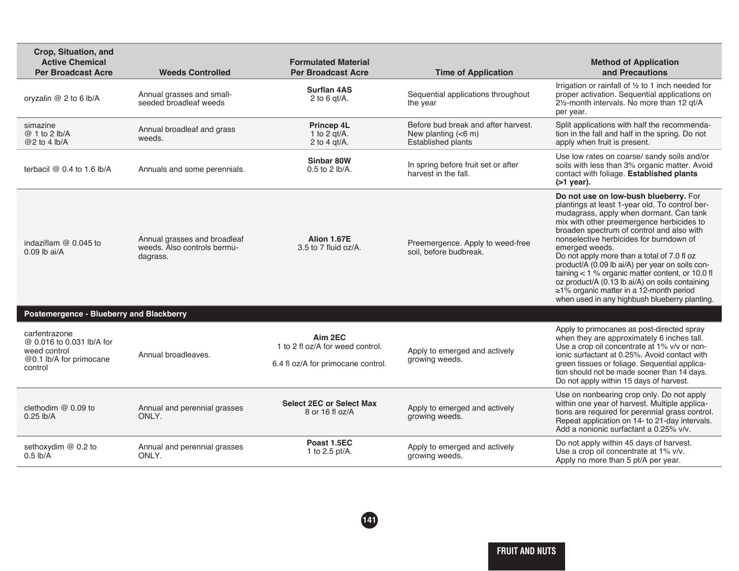| Crop, Situation, and Active Chemical Per Broadcast Acre | Weeds Controlled | Formulated Material Per Broadcast Acre | Time of Application | Method of Application and Precautions |
|---|---|---|---|---|
| oryzalin @ 2 to 6 lb/A | Annual grasses and small-seeded broadleaf weeds | **Surflan 4AS** 2 to 6 qt/A. | Sequential applications throughout the year | Irrigation or rainfall of ½ to 1 inch needed for proper activation. Sequential applications on 2½-month intervals. No more than 12 qt/A per year. |
| simazine @ 1 to 2 lb/A @2 to 4 lb/A | Annual broadleaf and grass weeds. | **Princep 4L** 1 to 2 qt/A. 2 to 4 qt/A. | Before bud break and after harvest. New planting (<6 m) Established plants | Split applications with half the recommendation in the fall and half in the spring. Do not apply when fruit is present. |
| terbacil @ 0.4 to 1.6 lb/A | Annuals and some perennials. | **Sinbar 80W** 0.5 to 2 lb/A. | In spring before fruit set or after harvest in the fall. | Use low rates on coarse/ sandy soils and/or soils with less than 3% organic matter. Avoid contact with foliage. **Established plants (>1 year).** |
| indaziflam @ 0.045 to 0.09 lb ai/A | Annual grasses and broadleaf weeds. Also controls bermudagrass. | **Alion 1.67E** 3.5 to 7 fluid oz/A. | Preemergence. Apply to weed-free soil, before budbreak. | **Do not use on low-bush blueberry.** For plantings at least 1-year old. To control bermudagrass, apply when dormant. Can tank mix with other preemergence herbicides to broaden spectrum of control and also with nonselective herbicides for burndown of emerged weeds. Do not apply more than a total of 7.0 fl oz product/A (0.09 lb ai/A) per year on soils containing < 1 % organic matter content, or 10.0 fl oz product/A (0.13 lb ai/A) on soils containing ≥1% organic matter in a 12-month period when used in any highbush blueberry planting. |
| **Postemergence - Blueberry and Blackberry** | | | | |
| carfentrazone @ 0.016 to 0.031 lb/A for weed control @0.1 lb/A for primocane control | Annual broadleaves. | **Aim 2EC** 1 to 2 fl oz/A for weed control. 6.4 fl oz/A for primocane control. | Apply to emerged and actively growing weeds. | Apply to primocanes as post-directed spray when they are approximately 6 inches tall. Use a crop oil concentrate at 1% v/v or nonionic surfactant at 0.25%. Avoid contact with green tissues or foliage. Sequential application should not be made sooner than 14 days. Do not apply within 15 days of harvest. |
| clethodim @ 0.09 to 0.25 lb/A | Annual and perennial grasses ONLY. | **Select 2EC or Select Max** 8 or 16 fl oz/A | Apply to emerged and actively growing weeds. | Use on nonbearing crop only. Do not apply within one year of harvest. Multiple applications are required for perennial grass control. Repeat application on 14- to 21-day intervals. Add a nonionic surfactant a 0.25% v/v. |
| sethoxydim @ 0.2 to 0.5 lb/A | Annual and perennial grasses ONLY. | **Poast 1.5EC** 1 to 2.5 pt/A. | Apply to emerged and actively growing weeds. | Do not apply within 45 days of harvest. Use a crop oil concentrate at 1% v/v. Apply no more than 5 pt/A per year. |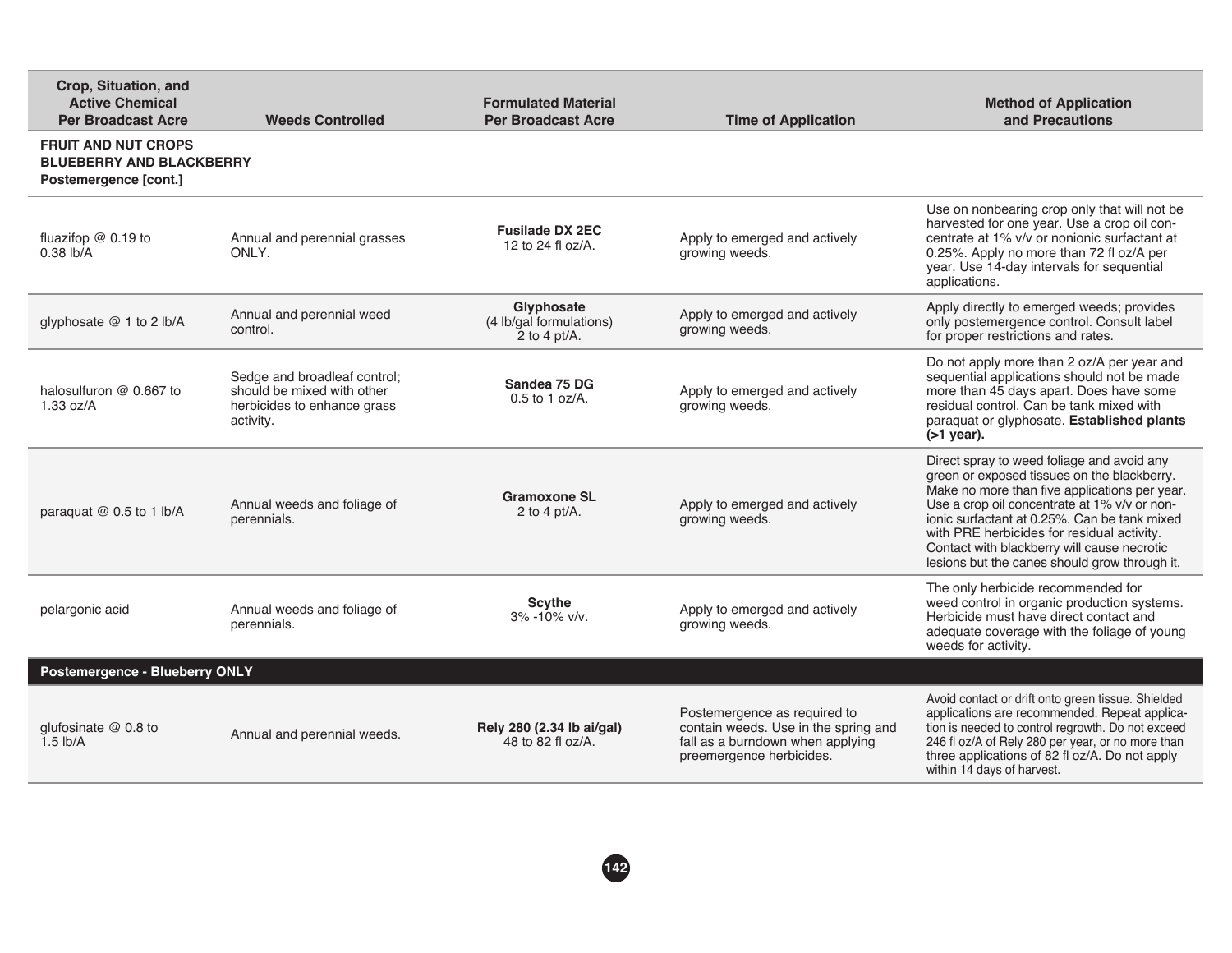| Crop, Situation, and Active Chemical Per Broadcast Acre | Weeds Controlled | Formulated Material Per Broadcast Acre | Time of Application | Method of Application and Precautions |
|---|---|---|---|---|
| **FRUIT AND NUT CROPS** **BLUEBERRY AND BLACKBERRY** **Postemergence [cont.]** | | | | |
| fluazifop @ 0.19 to 0.38 lb/A | Annual and perennial grasses ONLY. | **Fusilade DX 2EC** 12 to 24 fl oz/A. | Apply to emerged and actively growing weeds. | Use on nonbearing crop only that will not be harvested for one year. Use a crop oil concentrate at 1% v/v or nonionic surfactant at 0.25%. Apply no more than 72 fl oz/A per year. Use 14-day intervals for sequential applications. |
| glyphosate @ 1 to 2 lb/A | Annual and perennial weed control. | **Glyphosate** (4 lb/gal formulations) 2 to 4 pt/A. | Apply to emerged and actively growing weeds. | Apply directly to emerged weeds; provides only postemergence control. Consult label for proper restrictions and rates. |
| halosulfuron @ 0.667 to 1.33 oz/A | Sedge and broadleaf control; should be mixed with other herbicides to enhance grass activity. | **Sandea 75 DG** 0.5 to 1 oz/A. | Apply to emerged and actively growing weeds. | Do not apply more than 2 oz/A per year and sequential applications should not be made more than 45 days apart. Does have some residual control. Can be tank mixed with paraquat or glyphosate. **Established plants (>1 year).** |
| paraquat @ 0.5 to 1 lb/A | Annual weeds and foliage of perennials. | **Gramoxone SL** 2 to 4 pt/A. | Apply to emerged and actively growing weeds. | Direct spray to weed foliage and avoid any green or exposed tissues on the blackberry. Make no more than five applications per year. Use a crop oil concentrate at 1% v/v or nonionic surfactant at 0.25%. Can be tank mixed with PRE herbicides for residual activity. Contact with blackberry will cause necrotic lesions but the canes should grow through it. |
| pelargonic acid | Annual weeds and foliage of perennials. | **Scythe** 3% -10% v/v. | Apply to emerged and actively growing weeds. | The only herbicide recommended for weed control in organic production systems. Herbicide must have direct contact and adequate coverage with the foliage of young weeds for activity. |
| **Postemergence - Blueberry ONLY** | | | | |
| glufosinate @ 0.8 to 1.5 lb/A | Annual and perennial weeds. | **Rely 280 (2.34 lb ai/gal)** 48 to 82 fl oz/A. | Postemergence as required to contain weeds. Use in the spring and fall as a burndown when applying preemergence herbicides. | Avoid contact or drift onto green tissue. Shielded applications are recommended. Repeat application is needed to control regrowth. Do not exceed 246 fl oz/A of Rely 280 per year, or no more than three applications of 82 fl oz/A. Do not apply within 14 days of harvest. |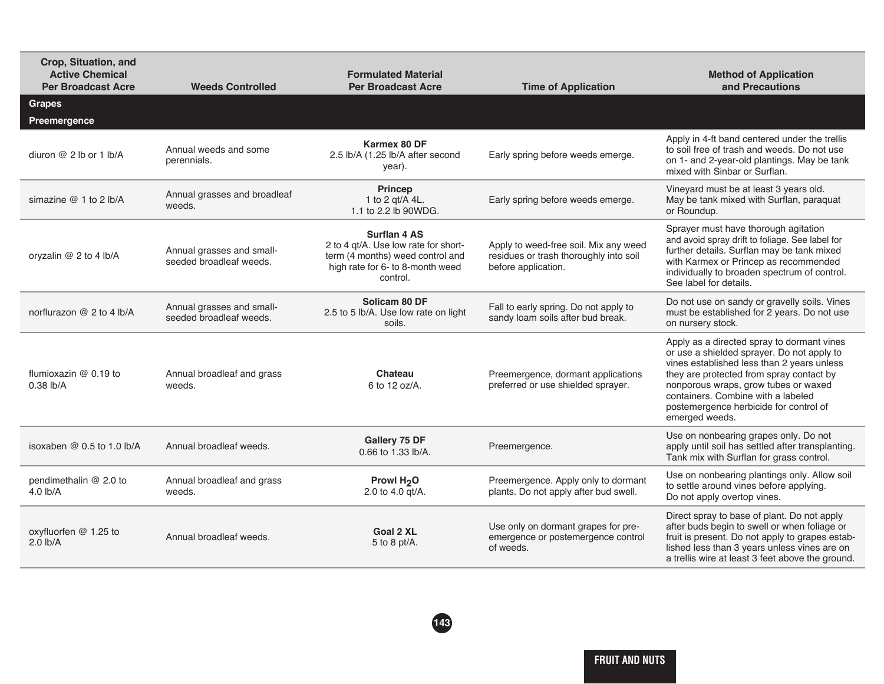| Crop, Situation, and Active Chemical Per Broadcast Acre | Weeds Controlled | Formulated Material Per Broadcast Acre | Time of Application | Method of Application and Precautions |
|---|---|---|---|---|
| **Grapes** | | | | |
| **Preemergence** | | | | |
| diuron @ 2 lb or 1 lb/A | Annual weeds and some perennials. | **Karmex 80 DF** 2.5 lb/A (1.25 lb/A after second year). | Early spring before weeds emerge. | Apply in 4-ft band centered under the trellis to soil free of trash and weeds. Do not use on 1- and 2-year-old plantings. May be tank mixed with Sinbar or Surflan. |
| simazine @ 1 to 2 lb/A | Annual grasses and broadleaf weeds. | **Princep** 1 to 2 qt/A 4L. 1.1 to 2.2 lb 90WDG. | Early spring before weeds emerge. | Vineyard must be at least 3 years old. May be tank mixed with Surflan, paraquat or Roundup. |
| oryzalin @ 2 to 4 lb/A | Annual grasses and small-seeded broadleaf weeds. | **Surflan 4 AS** 2 to 4 qt/A. Use low rate for short-term (4 months) weed control and high rate for 6- to 8-month weed control. | Apply to weed-free soil. Mix any weed residues or trash thoroughly into soil before application. | Sprayer must have thorough agitation and avoid spray drift to foliage. See label for further details. Surflan may be tank mixed with Karmex or Princep as recommended individually to broaden spectrum of control. See label for details. |
| norflurazon @ 2 to 4 lb/A | Annual grasses and small-seeded broadleaf weeds. | **Solicam 80 DF** 2.5 to 5 lb/A. Use low rate on light soils. | Fall to early spring. Do not apply to sandy loam soils after bud break. | Do not use on sandy or gravelly soils. Vines must be established for 2 years. Do not use on nursery stock. |
| flumioxazin @ 0.19 to 0.38 lb/A | Annual broadleaf and grass weeds. | **Chateau** 6 to 12 oz/A. | Preemergence, dormant applications preferred or use shielded sprayer. | Apply as a directed spray to dormant vines or use a shielded sprayer. Do not apply to vines established less than 2 years unless they are protected from spray contact by nonporous wraps, grow tubes or waxed containers. Combine with a labeled postemergence herbicide for control of emerged weeds. |
| isoxaben @ 0.5 to 1.0 lb/A | Annual broadleaf weeds. | **Gallery 75 DF** 0.66 to 1.33 lb/A. | Preemergence. | Use on nonbearing grapes only. Do not apply until soil has settled after transplanting. Tank mix with Surflan for grass control. |
| pendimethalin @ 2.0 to 4.0 lb/A | Annual broadleaf and grass weeds. | **Prowl $H_2O$** 2.0 to 4.0 qt/A. | Preemergence. Apply only to dormant plants. Do not apply after bud swell. | Use on nonbearing plantings only. Allow soil to settle around vines before applying. Do not apply overtop vines. |
| oxyfluorfen @ 1.25 to 2.0 lb/A | Annual broadleaf weeds. | **Goal 2 XL** 5 to 8 pt/A. | Use only on dormant grapes for pre-emergence or postemergence control of weeds. | Direct spray to base of plant. Do not apply after buds begin to swell or when foliage or fruit is present. Do not apply to grapes established less than 3 years unless vines are on a trellis wire at least 3 feet above the ground. |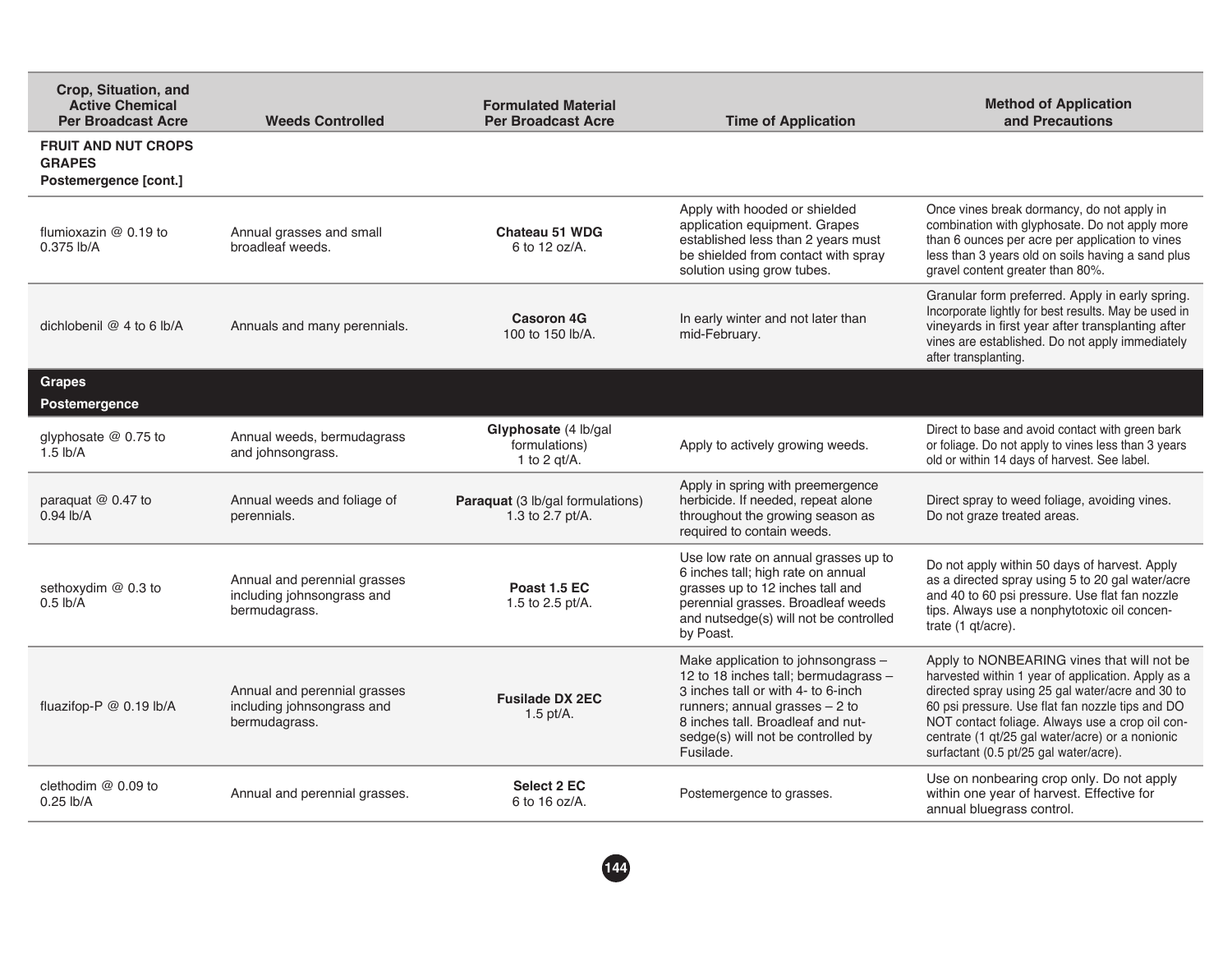| Crop, Situation, and Active Chemical Per Broadcast Acre | Weeds Controlled | Formulated Material Per Broadcast Acre | Time of Application | Method of Application and Precautions |
|---|---|---|---|---|
| **FRUIT AND NUT CROPS GRAPES Postemergence [cont.]** | | | | |
| flumioxazin @ 0.19 to 0.375 lb/A | Annual grasses and small broadleaf weeds. | **Chateau 51 WDG** 6 to 12 oz/A. | Apply with hooded or shielded application equipment. Grapes established less than 2 years must be shielded from contact with spray solution using grow tubes. | Once vines break dormancy, do not apply in combination with glyphosate. Do not apply more than 6 ounces per acre per application to vines less than 3 years old on soils having a sand plus gravel content greater than 80%. |
| dichlobenil @ 4 to 6 lb/A | Annuals and many perennials. | **Casoron 4G** 100 to 150 lb/A. | In early winter and not later than mid-February. | Granular form preferred. Apply in early spring. Incorporate lightly for best results. May be used in vineyards in first year after transplanting after vines are established. Do not apply immediately after transplanting. |
| **Grapes Postemergence** | | | | |
| glyphosate @ 0.75 to 1.5 lb/A | Annual weeds, bermudagrass and johnsongrass. | **Glyphosate** (4 lb/gal formulations) 1 to 2 qt/A. | Apply to actively growing weeds. | Direct to base and avoid contact with green bark or foliage. Do not apply to vines less than 3 years old or within 14 days of harvest. See label. |
| paraquat @ 0.47 to 0.94 lb/A | Annual weeds and foliage of perennials. | **Paraquat** (3 lb/gal formulations) 1.3 to 2.7 pt/A. | Apply in spring with preemergence herbicide. If needed, repeat alone throughout the growing season as required to contain weeds. | Direct spray to weed foliage, avoiding vines. Do not graze treated areas. |
| sethoxydim @ 0.3 to 0.5 lb/A | Annual and perennial grasses including johnsongrass and bermudagrass. | **Poast 1.5 EC** 1.5 to 2.5 pt/A. | Use low rate on annual grasses up to 6 inches tall; high rate on annual grasses up to 12 inches tall and perennial grasses. Broadleaf weeds and nutsedge(s) will not be controlled by Poast. | Do not apply within 50 days of harvest. Apply as a directed spray using 5 to 20 gal water/acre and 40 to 60 psi pressure. Use flat fan nozzle tips. Always use a nonphytotoxic oil concentrate (1 qt/acre). |
| fluazifop-P @ 0.19 lb/A | Annual and perennial grasses including johnsongrass and bermudagrass. | **Fusilade DX 2EC** 1.5 pt/A. | Make application to johnsongrass – 12 to 18 inches tall; bermudagrass – 3 inches tall or with 4- to 6-inch runners; annual grasses – 2 to 8 inches tall. Broadleaf and nutsedge(s) will not be controlled by Fusilade. | Apply to NONBEARING vines that will not be harvested within 1 year of application. Apply as a directed spray using 25 gal water/acre and 30 to 60 psi pressure. Use flat fan nozzle tips and DO NOT contact foliage. Always use a crop oil concentrate (1 qt/25 gal water/acre) or a nonionic surfactant (0.5 pt/25 gal water/acre). |
| clethodim @ 0.09 to 0.25 lb/A | Annual and perennial grasses. | **Select 2 EC** 6 to 16 oz/A. | Postemergence to grasses. | Use on nonbearing crop only. Do not apply within one year of harvest. Effective for annual bluegrass control. |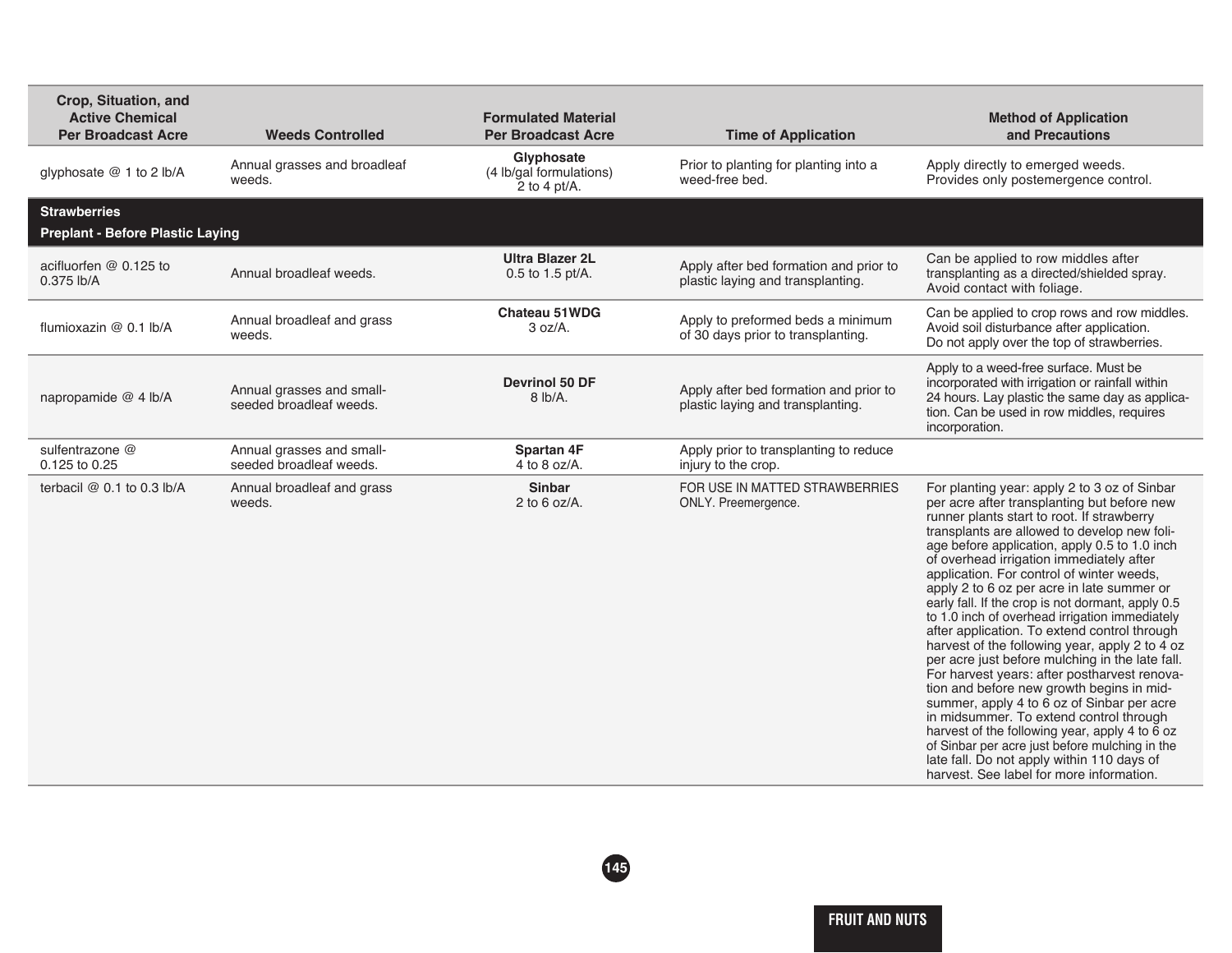| Crop, Situation, and Active Chemical Per Broadcast Acre | Weeds Controlled | Formulated Material Per Broadcast Acre | Time of Application | Method of Application and Precautions |
|---|---|---|---|---|
| glyphosate @ 1 to 2 lb/A | Annual grasses and broadleaf weeds. | **Glyphosate** (4 lb/gal formulations) 2 to 4 pt/A. | Prior to planting for planting into a weed-free bed. | Apply directly to emerged weeds. Provides only postemergence control. |
| **Strawberries** | | | | |
| **Preplant - Before Plastic Laying** | | | | |
| acifluorfen @ 0.125 to 0.375 lb/A | Annual broadleaf weeds. | **Ultra Blazer 2L** 0.5 to 1.5 pt/A. | Apply after bed formation and prior to plastic laying and transplanting. | Can be applied to row middles after transplanting as a directed/shielded spray. Avoid contact with foliage. |
| flumioxazin @ 0.1 lb/A | Annual broadleaf and grass weeds. | **Chateau 51WDG** 3 oz/A. | Apply to preformed beds a minimum of 30 days prior to transplanting. | Can be applied to crop rows and row middles. Avoid soil disturbance after application. Do not apply over the top of strawberries. |
| napropamide @ 4 lb/A | Annual grasses and small-seeded broadleaf weeds. | **Devrinol 50 DF** 8 lb/A. | Apply after bed formation and prior to plastic laying and transplanting. | Apply to a weed-free surface. Must be incorporated with irrigation or rainfall within 24 hours. Lay plastic the same day as application. Can be used in row middles, requires incorporation. |
| sulfentrazone @ 0.125 to 0.25 | Annual grasses and small-seeded broadleaf weeds. | **Spartan 4F** 4 to 8 oz/A. | Apply prior to transplanting to reduce injury to the crop. | |
| terbacil @ 0.1 to 0.3 lb/A | Annual broadleaf and grass weeds. | **Sinbar** 2 to 6 oz/A. | FOR USE IN MATTED STRAWBERRIES ONLY. Preemergence. | For planting year: apply 2 to 3 oz of Sinbar per acre after transplanting but before new runner plants start to root. If strawberry transplants are allowed to develop new foliage before application, apply 0.5 to 1.0 inch of overhead irrigation immediately after application. For control of winter weeds, apply 2 to 6 oz per acre in late summer or early fall. If the crop is not dormant, apply 0.5 to 1.0 inch of overhead irrigation immediately after application. To extend control through harvest of the following year, apply 2 to 4 oz per acre just before mulching in the late fall. For harvest years: after postharvest renovation and before new growth begins in midsummer, apply 4 to 6 oz of Sinbar per acre in midsummer. To extend control through harvest of the following year, apply 4 to 6 oz of Sinbar per acre just before mulching in the late fall. Do not apply within 110 days of harvest. See label for more information. |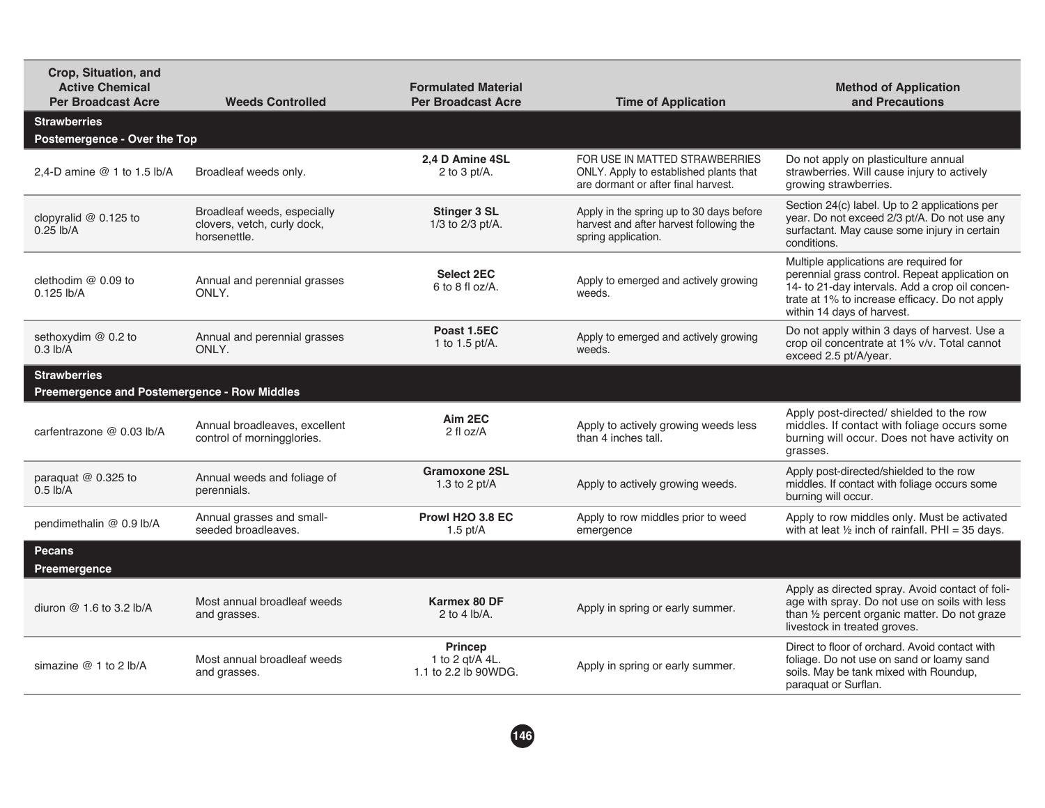| Crop, Situation, and Active Chemical Per Broadcast Acre | Weeds Controlled | Formulated Material Per Broadcast Acre | Time of Application | Method of Application and Precautions |
|---|---|---|---|---|
| **Strawberries** | | | | |
| **Postemergence - Over the Top** | | | | |
| 2,4-D amine @ 1 to 1.5 lb/A | Broadleaf weeds only. | **2,4 D Amine 4SL** 2 to 3 pt/A. | FOR USE IN MATTED STRAWBERRIES ONLY. Apply to established plants that are dormant or after final harvest. | Do not apply on plasticulture annual strawberries. Will cause injury to actively growing strawberries. |
| clopyralid @ 0.125 to 0.25 lb/A | Broadleaf weeds, especially clovers, vetch, curly dock, horsenettle. | **Stinger 3 SL** 1/3 to 2/3 pt/A. | Apply in the spring up to 30 days before harvest and after harvest following the spring application. | Section 24(c) label. Up to 2 applications per year. Do not exceed 2/3 pt/A. Do not use any surfactant. May cause some injury in certain conditions. |
| clethodim @ 0.09 to 0.125 lb/A | Annual and perennial grasses ONLY. | **Select 2EC** 6 to 8 fl oz/A. | Apply to emerged and actively growing weeds. | Multiple applications are required for perennial grass control. Repeat application on 14- to 21-day intervals. Add a crop oil concentrate at 1% to increase efficacy. Do not apply within 14 days of harvest. |
| sethoxydim @ 0.2 to 0.3 lb/A | Annual and perennial grasses ONLY. | **Poast 1.5EC** 1 to 1.5 pt/A. | Apply to emerged and actively growing weeds. | Do not apply within 3 days of harvest. Use a crop oil concentrate at 1% v/v. Total cannot exceed 2.5 pt/A/year. |
| **Strawberries** | | | | |
| **Preemergence and Postemergence - Row Middles** | | | | |
| carfentrazone @ 0.03 lb/A | Annual broadleaves, excellent control of morningglories. | **Aim 2EC** 2 fl oz/A | Apply to actively growing weeds less than 4 inches tall. | Apply post-directed/ shielded to the row middles. If contact with foliage occurs some burning will occur. Does not have activity on grasses. |
| paraquat @ 0.325 to 0.5 lb/A | Annual weeds and foliage of perennials. | **Gramoxone 2SL** 1.3 to 2 pt/A | Apply to actively growing weeds. | Apply post-directed/shielded to the row middles. If contact with foliage occurs some burning will occur. |
| pendimethalin @ 0.9 lb/A | Annual grasses and small-seeded broadleaves. | **Prowl H2O 3.8 EC** 1.5 pt/A | Apply to row middles prior to weed emergence | Apply to row middles only. Must be activated with at leat ½ inch of rainfall. PHI = 35 days. |
| **Pecans** | | | | |
| **Preemergence** | | | | |
| diuron @ 1.6 to 3.2 lb/A | Most annual broadleaf weeds and grasses. | **Karmex 80 DF** 2 to 4 lb/A. | Apply in spring or early summer. | Apply as directed spray. Avoid contact of foliage with spray. Do not use on soils with less than ½ percent organic matter. Do not graze livestock in treated groves. |
| simazine @ 1 to 2 lb/A | Most annual broadleaf weeds and grasses. | **Princep** 1 to 2 qt/A 4L. 1.1 to 2.2 lb 90WDG. | Apply in spring or early summer. | Direct to floor of orchard. Avoid contact with foliage. Do not use on sand or loamy sand soils. May be tank mixed with Roundup, paraquat or Surflan. |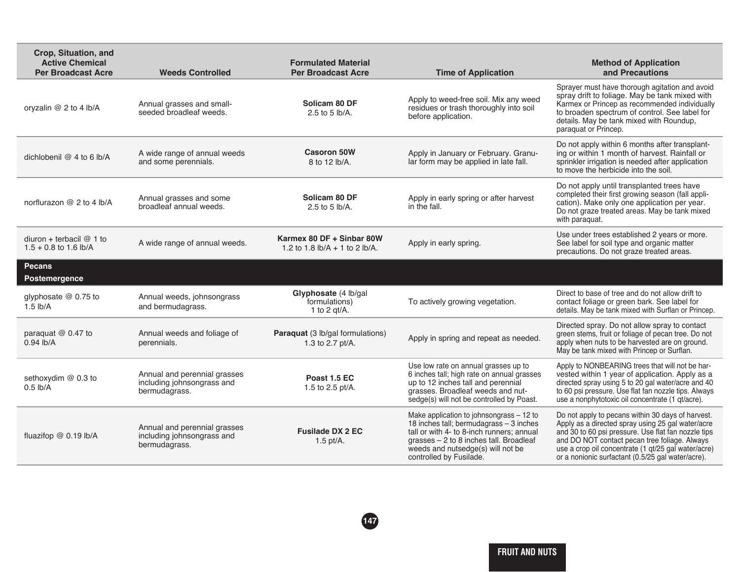| Crop, Situation, and Active Chemical Per Broadcast Acre | Weeds Controlled | Formulated Material Per Broadcast Acre | Time of Application | Method of Application and Precautions |
|---|---|---|---|---|
| oryzalin @ 2 to 4 lb/A | Annual grasses and small-seeded broadleaf weeds. | **Solicam 80 DF** 2.5 to 5 lb/A. | Apply to weed-free soil. Mix any weed residues or trash thoroughly into soil before application. | Sprayer must have thorough agitation and avoid spray drift to foliage. May be tank mixed with Karmex or Princep as recommended individually to broaden spectrum of control. See label for details. May be tank mixed with Roundup, paraquat or Princep. |
| dichlobenil @ 4 to 6 lb/A | A wide range of annual weeds and some perennials. | **Casoron 50W** 8 to 12 lb/A. | Apply in January or February. Granular form may be applied in late fall. | Do not apply within 6 months after transplanting or within 1 month of harvest. Rainfall or sprinkler irrigation is needed after application to move the herbicide into the soil. |
| norflurazon @ 2 to 4 lb/A | Annual grasses and some broadleaf annual weeds. | **Solicam 80 DF** 2.5 to 5 lb/A. | Apply in early spring or after harvest in the fall. | Do not apply until transplanted trees have completed their first growing season (fall application). Make only one application per year. Do not graze treated areas. May be tank mixed with paraquat. |
| diuron + terbacil @ 1 to 1.5 + 0.8 to 1.6 lb/A | A wide range of annual weeds. | **Karmex 80 DF + Sinbar 80W** 1.2 to 1.8 lb/A + 1 to 2 lb/A. | Apply in early spring. | Use under trees established 2 years or more. See label for soil type and organic matter precautions. Do not graze treated areas. |
| **Pecans** | | | | |
| **Postemergence** | | | | |
| glyphosate @ 0.75 to 1.5 lb/A | Annual weeds, johnsongrass and bermudagrass. | **Glyphosate** (4 lb/gal formulations) 1 to 2 qt/A. | To actively growing vegetation. | Direct to base of tree and do not allow drift to contact foliage or green bark. See label for details. May be tank mixed with Surflan or Princep. |
| paraquat @ 0.47 to 0.94 lb/A | Annual weeds and foliage of perennials. | **Paraquat** (3 lb/gal formulations) 1.3 to 2.7 pt/A. | Apply in spring and repeat as needed. | Directed spray. Do not allow spray to contact green stems, fruit or foliage of pecan tree. Do not apply when nuts to be harvested are on ground. May be tank mixed with Princep or Surflan. |
| sethoxydim @ 0.3 to 0.5 lb/A | Annual and perennial grasses including johnsongrass and bermudagrass. | **Poast 1.5 EC** 1.5 to 2.5 pt/A. | Use low rate on annual grasses up to 6 inches tall; high rate on annual grasses up to 12 inches tall and perennial grasses. Broadleaf weeds and nutsedge(s) will not be controlled by Poast. | Apply to NONBEARING trees that will not be harvested within 1 year of application. Apply as a directed spray using 5 to 20 gal water/acre and 40 to 60 psi pressure. Use flat fan nozzle tips. Always use a nonphytotoxic oil concentrate (1 qt/acre). |
| fluazifop @ 0.19 lb/A | Annual and perennial grasses including johnsongrass and bermudagrass. | **Fusilade DX 2 EC** 1.5 pt/A. | Make application to johnsongrass – 12 to 18 inches tall; bermudagrass – 3 inches tall or with 4- to 8-inch runners; annual grasses – 2 to 8 inches tall. Broadleaf weeds and nutsedge(s) will not be controlled by Fusilade. | Do not apply to pecans within 30 days of harvest. Apply as a directed spray using 25 gal water/acre and 30 to 60 psi pressure. Use flat fan nozzle tips and DO NOT contact pecan tree foliage. Always use a crop oil concentrate (1 qt/25 gal water/acre) or a nonionic surfactant (0.5/25 gal water/acre). |